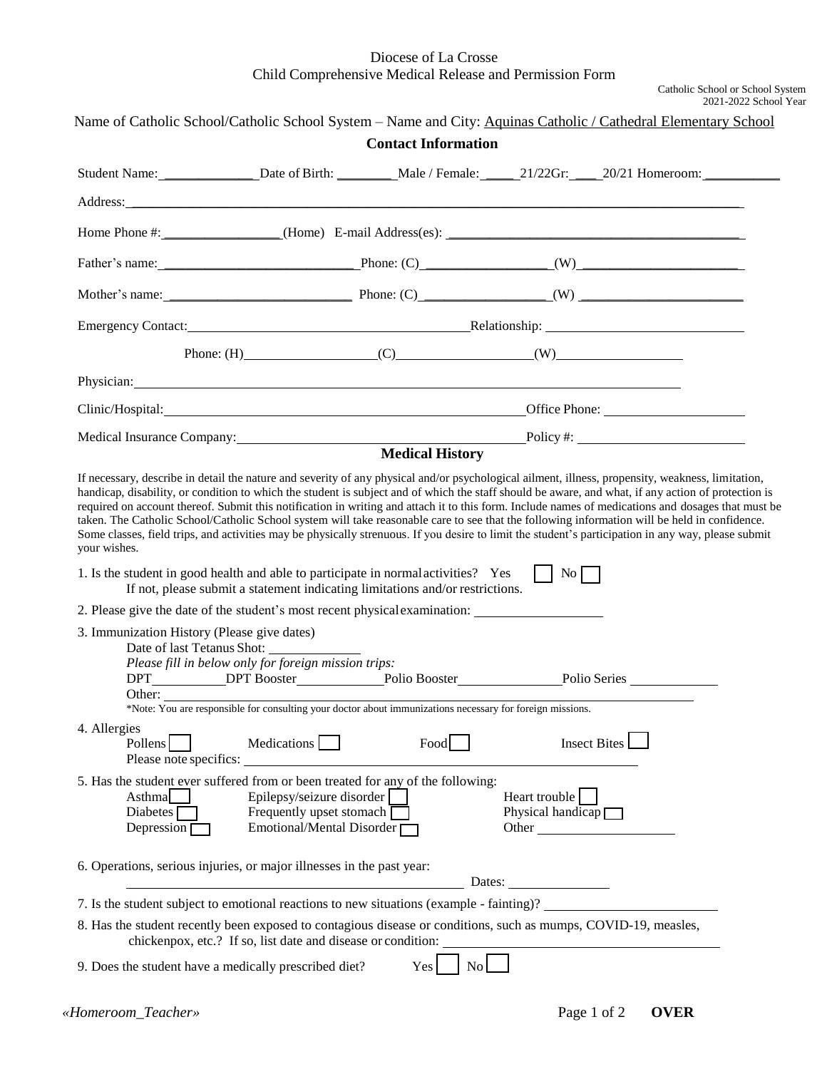# Diocese of La Crosse
## Child Comprehensive Medical Release and Permission Form

Catholic School or School System
2021-2022 School Year

Name of Catholic School/Catholic School System – Name and City: Aquinas Catholic / Cathedral Elementary School

### Contact Information

Student Name: ______________ Date of Birth: ________ Male / Female: _____ 21/22Gr: ____ 20/21 Homeroom: ___________

Address: ____________________________________________

Home Phone #: _________________ (Home) E-mail Address(es): ____________________________

Father's name: ____________________________ Phone: (C) __________________ (W) ______________________

Mother's name: ___________________________ Phone: (C) __________________ (W) ______________________

Emergency Contact: ________________________________ Relationship: __________________________

Phone: (H) __________________ (C) __________________ (W) __________________

Physician: ____________________________________________

Clinic/Hospital: ________________________________ Office Phone: ____________________

Medical Insurance Company: ________________________________ Policy #: ____________________

### Medical History

If necessary, describe in detail the nature and severity of any physical and/or psychological ailment, illness, propensity, weakness, limitation, handicap, disability, or condition to which the student is subject and of which the staff should be aware, and what, if any action of protection is required on account thereof. Submit this notification in writing and attach it to this form. Include names of medications and dosages that must be taken. The Catholic School/Catholic School system will take reasonable care to see that the following information will be held in confidence. Some classes, field trips, and activities may be physically strenuous. If you desire to limit the student's participation in any way, please submit your wishes.

1. Is the student in good health and able to participate in normal activities? Yes ☐ No ☐
   If not, please submit a statement indicating limitations and/or restrictions.

2. Please give the date of the student's most recent physical examination: __________________

3. Immunization History (Please give dates)
   Date of last Tetanus Shot: _____________
   *Please fill in below only for foreign mission trips:*
   DPT __________ DPT Booster ____________ Polio Booster ______________ Polio Series ____________
   Other: ____________________________________________
   *Note: You are responsible for consulting your doctor about immunizations necessary for foreign missions.

4. Allergies
   Pollens ☐ Medications ☐ Food ☐ Insect Bites ☐
   Please note specifics: ____________________________________________

5. Has the student ever suffered from or been treated for any of the following:
   Asthma ☐ Epilepsy/seizure disorder ☐ Heart trouble ☐
   Diabetes ☐ Frequently upset stomach ☐ Physical handicap ☐
   Depression ☐ Emotional/Mental Disorder ☐ Other ____________________

6. Operations, serious injuries, or major illnesses in the past year:
   ____________________________________________ Dates: ______________

7. Is the student subject to emotional reactions to new situations (example - fainting)? ________________________

8. Has the student recently been exposed to contagious disease or conditions, such as mumps, COVID-19, measles, chickenpox, etc.? If so, list date and disease or condition: ______________________________________

9. Does the student have a medically prescribed diet? Yes ☐ No ☐

*«Homeroom_Teacher»*

**OVER**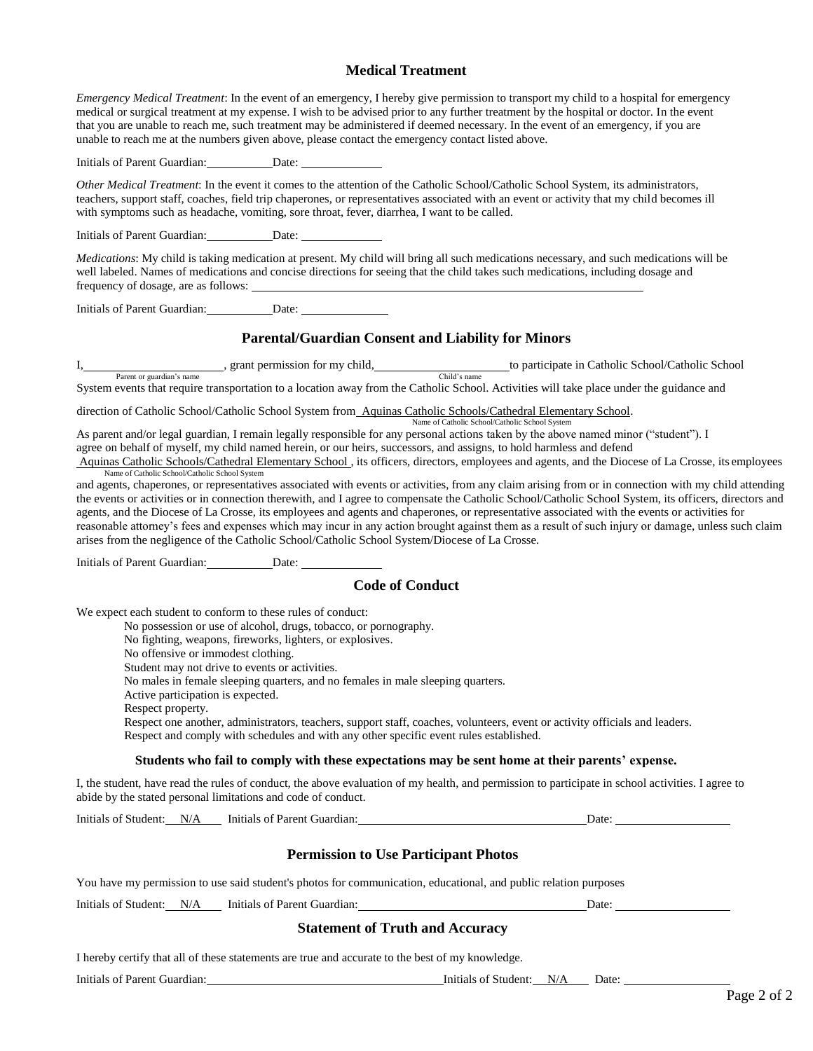## Medical Treatment

*Emergency Medical Treatment*: In the event of an emergency, I hereby give permission to transport my child to a hospital for emergency medical or surgical treatment at my expense. I wish to be advised prior to any further treatment by the hospital or doctor. In the event that you are unable to reach me, such treatment may be administered if deemed necessary. In the event of an emergency, if you are unable to reach me at the numbers given above, please contact the emergency contact listed above.

Initials of Parent Guardian:__________ Date: ____________

*Other Medical Treatment*: In the event it comes to the attention of the Catholic School/Catholic School System, its administrators, teachers, support staff, coaches, field trip chaperones, or representatives associated with an event or activity that my child becomes ill with symptoms such as headache, vomiting, sore throat, fever, diarrhea, I want to be called.

Initials of Parent Guardian:__________ Date: ____________

*Medications*: My child is taking medication at present. My child will bring all such medications necessary, and such medications will be well labeled. Names of medications and concise directions for seeing that the child takes such medications, including dosage and frequency of dosage, are as follows: ____________________________________________________________

Initials of Parent Guardian:__________ Date: ____________

## Parental/Guardian Consent and Liability for Minors

I, ______________________ (Parent or guardian's name), grant permission for my child, ____________________ (Child's name) to participate in Catholic School/Catholic School System events that require transportation to a location away from the Catholic School. Activities will take place under the guidance and direction of Catholic School/Catholic School System from Aquinas Catholic Schools/Cathedral Elementary School (Name of Catholic School/Catholic School System).

As parent and/or legal guardian, I remain legally responsible for any personal actions taken by the above named minor ("student"). I agree on behalf of myself, my child named herein, or our heirs, successors, and assigns, to hold harmless and defend Aquinas Catholic Schools/Cathedral Elementary School (Name of Catholic School/Catholic School System), its officers, directors, employees and agents, and the Diocese of La Crosse, its employees and agents, chaperones, or representatives associated with events or activities, from any claim arising from or in connection with my child attending the events or activities or in connection therewith, and I agree to compensate the Catholic School/Catholic School System, its officers, directors and agents, and the Diocese of La Crosse, its employees and agents and chaperones, or representative associated with the events or activities for reasonable attorney's fees and expenses which may incur in any action brought against them as a result of such injury or damage, unless such claim arises from the negligence of the Catholic School/Catholic School System/Diocese of La Crosse.

Initials of Parent Guardian:__________ Date: ____________

## Code of Conduct

We expect each student to conform to these rules of conduct:

- No possession or use of alcohol, drugs, tobacco, or pornography.
- No fighting, weapons, fireworks, lighters, or explosives.
- No offensive or immodest clothing.
- Student may not drive to events or activities.
- No males in female sleeping quarters, and no females in male sleeping quarters.
- Active participation is expected.
- Respect property.
- Respect one another, administrators, teachers, support staff, coaches, volunteers, event or activity officials and leaders.
- Respect and comply with schedules and with any other specific event rules established.

**Students who fail to comply with these expectations may be sent home at their parents' expense.**

I, the student, have read the rules of conduct, the above evaluation of my health, and permission to participate in school activities. I agree to abide by the stated personal limitations and code of conduct.

Initials of Student: N/A Initials of Parent Guardian:______________________ Date: ______________

## Permission to Use Participant Photos

You have my permission to use said student's photos for communication, educational, and public relation purposes

Initials of Student: N/A Initials of Parent Guardian:______________________ Date: ______________

## Statement of Truth and Accuracy

I hereby certify that all of these statements are true and accurate to the best of my knowledge.

Initials of Parent Guardian:______________________ Initials of Student: N/A Date: ______________